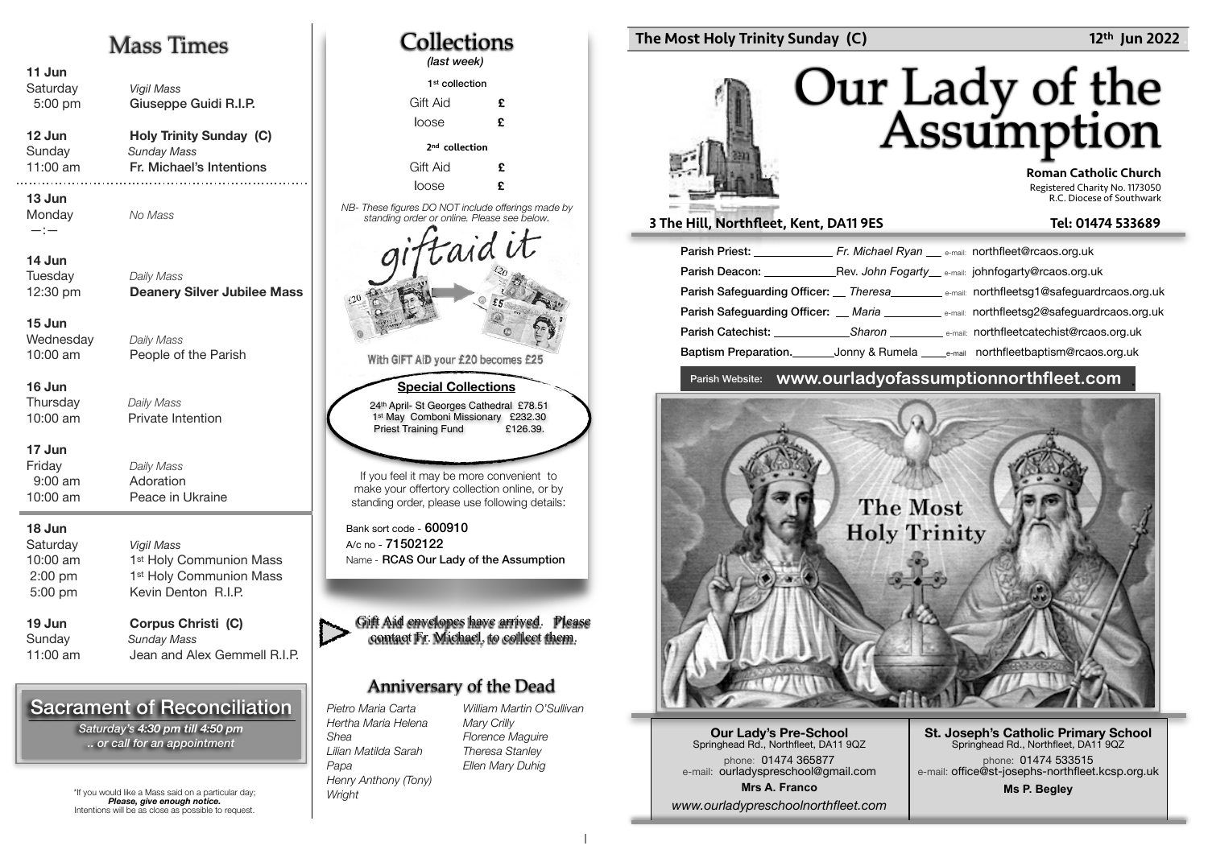# Our Lady of the Assumption

**The Most Holy Trinity Sunday (C)** — 12th Jun 2022

**Roman Catholic Church**
Registered Charity No. 1173050
R.C. Diocese of Southwark

**3 The Hill, Northfleet, Kent, DA11 9ES** — **Tel: 01474 533689**

**Parish Priest:** *Fr. Michael Ryan* — e-mail: northfleet@rcaos.org.uk
**Parish Deacon:** Rev. *John Fogarty* — e-mail: johnfogarty@rcaos.org.uk
**Parish Safeguarding Officer:** *Theresa* — e-mail: northfleetsg1@safeguardrcaos.org.uk
**Parish Safeguarding Officer:** *Maria* — e-mail: northfleetsg2@safeguardrcaos.org.uk
**Parish Catechist:** *Sharon* — e-mail: northfleetcatechist@rcaos.org.uk
**Baptism Preparation.** Jonny & Rumela — e-mail northfleetbaptism@rcaos.org.uk

Parish Website: **www.ourladyofassumptionnorthfleet.com**

The Most Holy Trinity

**Our Lady's Pre-School**
Springhead Rd., Northfleet, DA11 9QZ
phone: 01474 365877
e-mail: ourladyspreschool@gmail.com
**Mrs A. Franco**
*www.ourladypreschoolnorthfleet.com*

**St. Joseph's Catholic Primary School**
Springhead Rd., Northfleet, DA11 9QZ
phone: 01474 533515
e-mail: office@st-josephs-northfleet.kcsp.org.uk
**Ms P. Begley**

## Mass Times

**11 Jun**
Saturday — *Vigil Mass*
5:00 pm — Giuseppe Guidi R.I.P.

**12 Jun** — **Holy Trinity Sunday (C)**
Sunday — *Sunday Mass*
11:00 am — Fr. Michael's Intentions

**13 Jun**
Monday — *No Mass*
—:—

**14 Jun**
Tuesday — *Daily Mass*
12:30 pm — **Deanery Silver Jubilee Mass**

**15 Jun**
Wednesday — *Daily Mass*
10:00 am — People of the Parish

**16 Jun**
Thursday — *Daily Mass*
10:00 am — Private Intention

**17 Jun**
Friday — *Daily Mass*
9:00 am — Adoration
10:00 am — Peace in Ukraine

**18 Jun**
Saturday — *Vigil Mass*
10:00 am — 1st Holy Communion Mass
2:00 pm — 1st Holy Communion Mass
5:00 pm — Kevin Denton R.I.P.

**19 Jun** — **Corpus Christi (C)**
Sunday — *Sunday Mass*
11:00 am — Jean and Alex Gemmell R.I.P.

## Sacrament of Reconciliation

*Saturday's 4:30 pm till 4:50 pm*
*.. or call for an appointment*

*If you would like a Mass said on a particular day; ***Please, give enough notice.*** Intentions will be as close as possible to request.

## Collections

*(last week)*

**1st collection**
Gift Aid £
loose £

**2nd collection**
Gift Aid £
loose £

*NB- These figures DO NOT include offerings made by standing order or online. Please see below.*

giftaid it

With GIFT AID your £20 becomes £25

**Special Collections**
24th April- St Georges Cathedral £78.51
1st May Comboni Missionary £232.30
Priest Training Fund £126.39.

If you feel it may be more convenient to make your offertory collection online, or by standing order, please use following details:

Bank sort code - **600910**
A/c no - **71502122**
Name - **RCAS Our Lady of the Assumption**

Gift Aid envelopes have arrived. Please contact Fr. Michael, to collect them.

## Anniversary of the Dead

*Pietro Maria Carta*
*Hertha Maria Helena Shea*
*Lilian Matilda Sarah Papa*
*Henry Anthony (Tony) Wright*
*William Martin O'Sullivan*
*Mary Crilly*
*Florence Maguire*
*Theresa Stanley*
*Ellen Mary Duhig*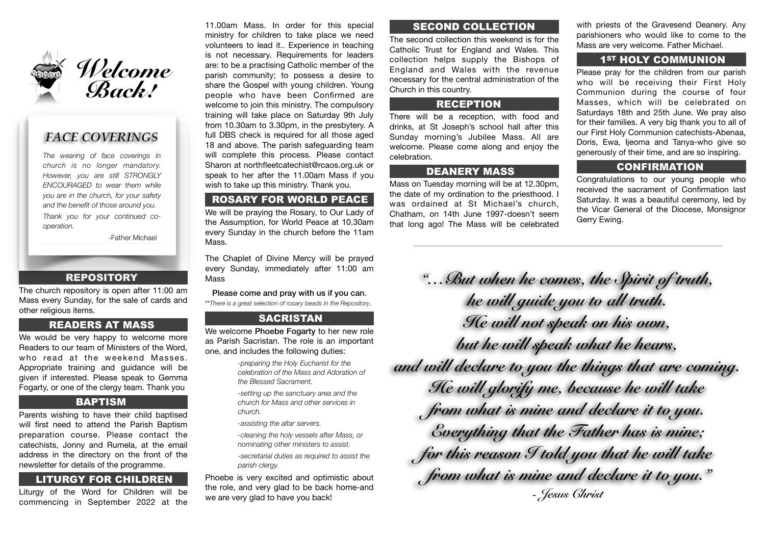# Welcome Back!

## FACE COVERINGS

*The wearing of face coverings in church is no longer mandatory. However, you are still STRONGLY ENCOURAGED to wear them while you are in the church, for your safety and the benefit of those around you.*

*Thank you for your continued co-operation.*

-Father Michael

## REPOSITORY

The church repository is open after 11:00 am Mass every Sunday, for the sale of cards and other religious items.

## READERS AT MASS

We would be very happy to welcome more Readers to our team of Ministers of the Word, who read at the weekend Masses. Appropriate training and guidance will be given if interested. Please speak to Gemma Fogarty, or one of the clergy team. Thank you

## BAPTISM

Parents wishing to have their child baptised will first need to attend the Parish Baptism preparation course. Please contact the catechists, Jonny and Rumela, at the email address in the directory on the front of the newsletter for details of the programme.

## LITURGY FOR CHILDREN

Liturgy of the Word for Children will be commencing in September 2022 at the 11.00am Mass. In order for this special ministry for children to take place we need volunteers to lead it.. Experience in teaching is not necessary. Requirements for leaders are: to be a practising Catholic member of the parish community; to possess a desire to share the Gospel with young children. Young people who have been Confirmed are welcome to join this ministry. The compulsory training will take place on Saturday 9th July from 10.30am to 3.30pm, in the presbytery. A full DBS check is required for all those aged 18 and above. The parish safeguarding team will complete this process. Please contact Sharon at northfleetcatechist@rcaos.org.uk or speak to her after the 11.00am Mass if you wish to take up this ministry. Thank you.

## ROSARY FOR WORLD PEACE

We will be praying the Rosary, to Our Lady of the Assumption, for World Peace at 10.30am every Sunday in the church before the 11am Mass.

The Chaplet of Divine Mercy will be prayed every Sunday, immediately after 11:00 am Mass

Please come and pray with us if you can.

*\*\*There is a great selection of rosary beads in the Repository.*

## SACRISTAN

We welcome **Phoebe Fogarty** to her new role as Parish Sacristan. The role is an important one, and includes the following duties:

*-preparing the Holy Eucharist for the celebration of the Mass and Adoration of the Blessed Sacrament.*

*-setting up the sanctuary area and the church for Mass and other services in church.*

*-assisting the altar servers.*

*-cleaning the holy vessels after Mass, or nominating other ministers to assist.*

*-secretarial duties as required to assist the parish clergy.*

Phoebe is very excited and optimistic about the role, and very glad to be back home-and we are very glad to have you back!

## SECOND COLLECTION

The second collection this weekend is for the Catholic Trust for England and Wales. This collection helps supply the Bishops of England and Wales with the revenue necessary for the central administration of the Church in this country.

## RECEPTION

There will be a reception, with food and drinks, at St Joseph's school hall after this Sunday morning's Jubilee Mass. All are welcome. Please come along and enjoy the celebration.

## DEANERY MASS

Mass on Tuesday morning will be at 12.30pm, the date of my ordination to the priesthood. I was ordained at St Michael's church, Chatham, on 14th June 1997-doesn't seem that long ago! The Mass will be celebrated with priests of the Gravesend Deanery. Any parishioners who would like to come to the Mass are very welcome. Father Michael.

## 1ST HOLY COMMUNION

Please pray for the children from our parish who will be receiving their First Holy Communion during the course of four Masses, which will be celebrated on Saturdays 18th and 25th June. We pray also for their families. A very big thank you to all of our First Holy Communion catechists-Abenaa, Doris, Ewa, Ijeoma and Tanya-who give so generously of their time, and are so inspiring.

## CONFIRMATION

Congratulations to our young people who received the sacrament of Confirmation last Saturday. It was a beautiful ceremony, led by the Vicar General of the Diocese, Monsignor Gerry Ewing.

---

*"…But when he comes, the Spirit of truth,
he will guide you to all truth.
He will not speak on his own,
but he will speak what he hears,
and will declare to you the things that are coming.
He will glorify me, because he will take
from what is mine and declare it to you.
Everything that the Father has is mine;
for this reason I told you that he will take
from what is mine and declare it to you."*

*- Jesus Christ*